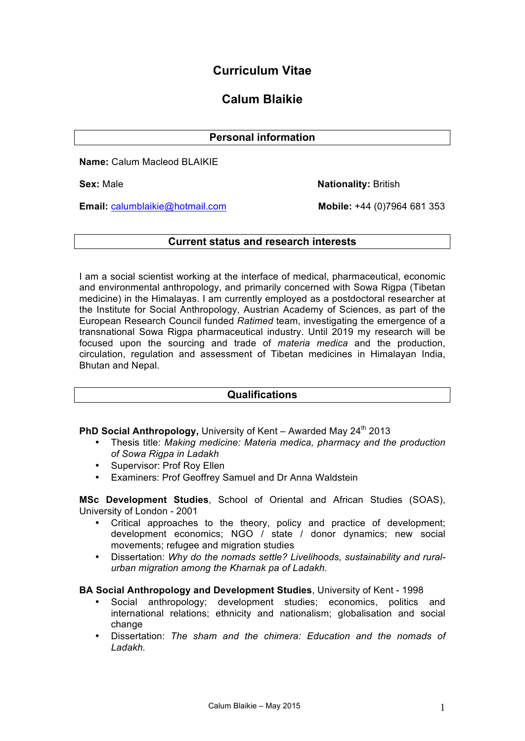# Curriculum Vitae

# Calum Blaikie

## Personal information

**Name:** Calum Macleod BLAIKIE

**Sex:** Male

**Nationality:** British

**Email:** calumblaikie@hotmail.com

**Mobile:** +44 (0)7964 681 353

## Current status and research interests

I am a social scientist working at the interface of medical, pharmaceutical, economic and environmental anthropology, and primarily concerned with Sowa Rigpa (Tibetan medicine) in the Himalayas. I am currently employed as a postdoctoral researcher at the Institute for Social Anthropology, Austrian Academy of Sciences, as part of the European Research Council funded *Ratimed* team, investigating the emergence of a transnational Sowa Rigpa pharmaceutical industry. Until 2019 my research will be focused upon the sourcing and trade of *materia medica* and the production, circulation, regulation and assessment of Tibetan medicines in Himalayan India, Bhutan and Nepal.

## Qualifications

**PhD Social Anthropology,** University of Kent – Awarded May 24th 2013

- Thesis title: *Making medicine: Materia medica, pharmacy and the production of Sowa Rigpa in Ladakh*
- Supervisor: Prof Roy Ellen
- Examiners: Prof Geoffrey Samuel and Dr Anna Waldstein

**MSc Development Studies**, School of Oriental and African Studies (SOAS), University of London - 2001

- Critical approaches to the theory, policy and practice of development; development economics; NGO / state / donor dynamics; new social movements; refugee and migration studies
- Dissertation: *Why do the nomads settle? Livelihoods, sustainability and rural-urban migration among the Kharnak pa of Ladakh.*

**BA Social Anthropology and Development Studies**, University of Kent - 1998

- Social anthropology; development studies; economics, politics and international relations; ethnicity and nationalism; globalisation and social change
- Dissertation: *The sham and the chimera: Education and the nomads of Ladakh.*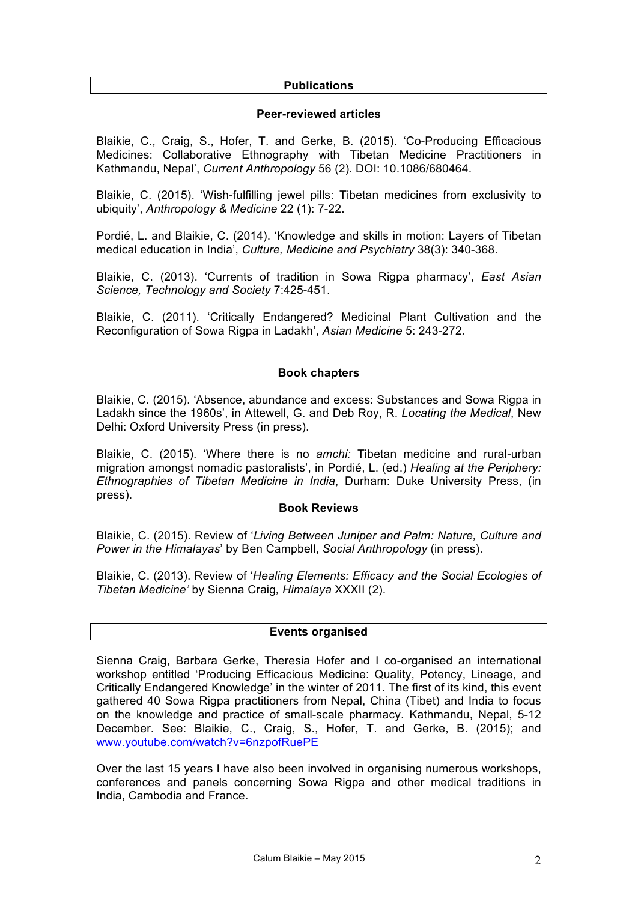## Publications

### Peer-reviewed articles

Blaikie, C., Craig, S., Hofer, T. and Gerke, B. (2015). 'Co-Producing Efficacious Medicines: Collaborative Ethnography with Tibetan Medicine Practitioners in Kathmandu, Nepal', *Current Anthropology* 56 (2). DOI: 10.1086/680464.

Blaikie, C. (2015). 'Wish-fulfilling jewel pills: Tibetan medicines from exclusivity to ubiquity', *Anthropology & Medicine* 22 (1): 7-22.

Pordié, L. and Blaikie, C. (2014). 'Knowledge and skills in motion: Layers of Tibetan medical education in India', *Culture, Medicine and Psychiatry* 38(3): 340-368.

Blaikie, C. (2013). 'Currents of tradition in Sowa Rigpa pharmacy', *East Asian Science, Technology and Society* 7:425-451.

Blaikie, C. (2011). 'Critically Endangered? Medicinal Plant Cultivation and the Reconfiguration of Sowa Rigpa in Ladakh', *Asian Medicine* 5: 243-272.

### Book chapters

Blaikie, C. (2015). 'Absence, abundance and excess: Substances and Sowa Rigpa in Ladakh since the 1960s', in Attewell, G. and Deb Roy, R. *Locating the Medical*, New Delhi: Oxford University Press (in press).

Blaikie, C. (2015). 'Where there is no *amchi:* Tibetan medicine and rural-urban migration amongst nomadic pastoralists', in Pordié, L. (ed.) *Healing at the Periphery: Ethnographies of Tibetan Medicine in India*, Durham: Duke University Press, (in press).

### Book Reviews

Blaikie, C. (2015). Review of '*Living Between Juniper and Palm: Nature, Culture and Power in the Himalayas*' by Ben Campbell, *Social Anthropology* (in press).

Blaikie, C. (2013). Review of '*Healing Elements: Efficacy and the Social Ecologies of Tibetan Medicine'* by Sienna Craig*, Himalaya* XXXII (2).

## Events organised

Sienna Craig, Barbara Gerke, Theresia Hofer and I co-organised an international workshop entitled 'Producing Efficacious Medicine: Quality, Potency, Lineage, and Critically Endangered Knowledge' in the winter of 2011. The first of its kind, this event gathered 40 Sowa Rigpa practitioners from Nepal, China (Tibet) and India to focus on the knowledge and practice of small-scale pharmacy. Kathmandu, Nepal, 5-12 December. See: Blaikie, C., Craig, S., Hofer, T. and Gerke, B. (2015); and www.youtube.com/watch?v=6nzpofRuePE

Over the last 15 years I have also been involved in organising numerous workshops, conferences and panels concerning Sowa Rigpa and other medical traditions in India, Cambodia and France.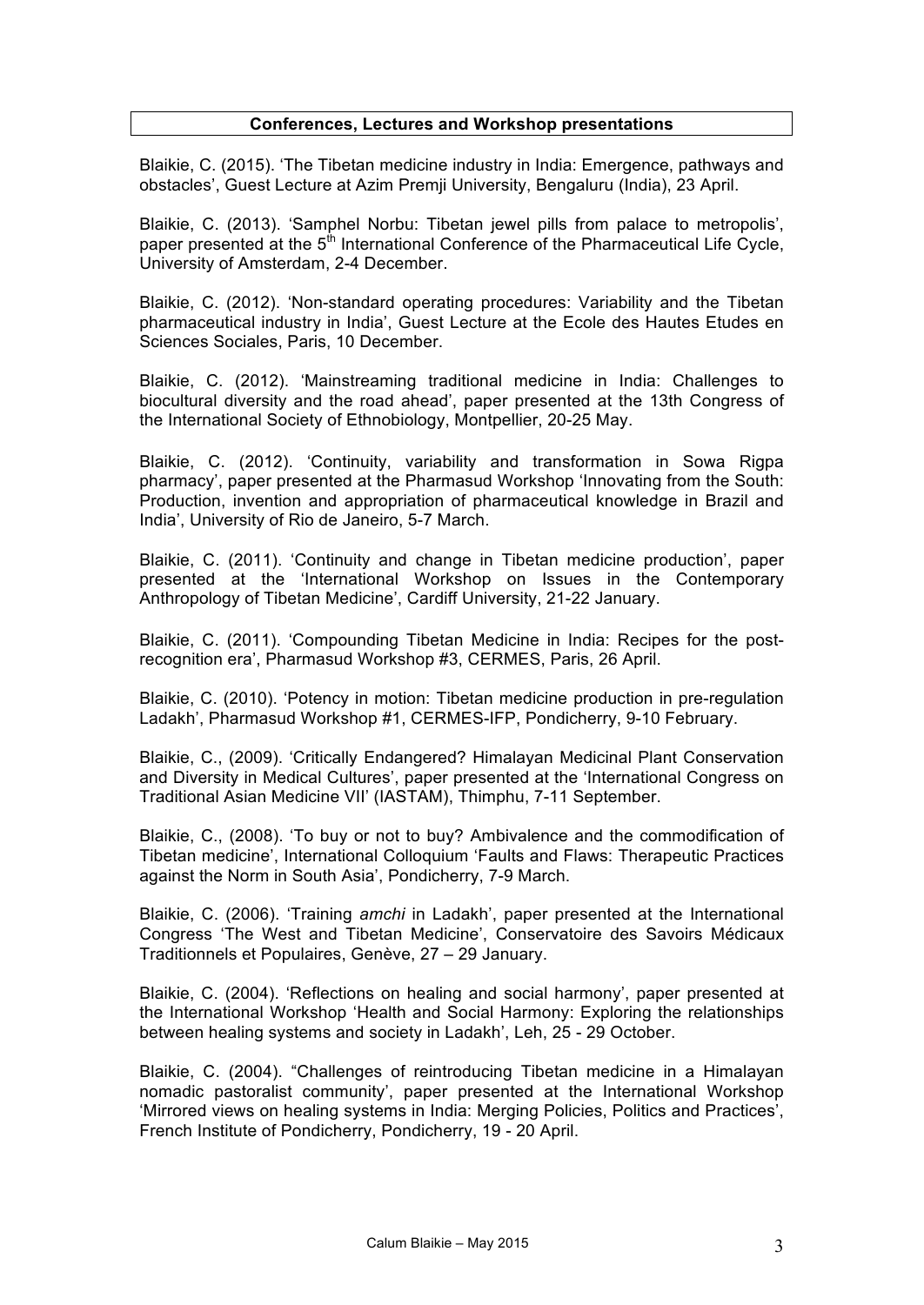## Conferences, Lectures and Workshop presentations

Blaikie, C. (2015). 'The Tibetan medicine industry in India: Emergence, pathways and obstacles', Guest Lecture at Azim Premji University, Bengaluru (India), 23 April.

Blaikie, C. (2013). 'Samphel Norbu: Tibetan jewel pills from palace to metropolis', paper presented at the 5th International Conference of the Pharmaceutical Life Cycle, University of Amsterdam, 2-4 December.

Blaikie, C. (2012). 'Non-standard operating procedures: Variability and the Tibetan pharmaceutical industry in India', Guest Lecture at the Ecole des Hautes Etudes en Sciences Sociales, Paris, 10 December.

Blaikie, C. (2012). 'Mainstreaming traditional medicine in India: Challenges to biocultural diversity and the road ahead', paper presented at the 13th Congress of the International Society of Ethnobiology, Montpellier, 20-25 May.

Blaikie, C. (2012). 'Continuity, variability and transformation in Sowa Rigpa pharmacy', paper presented at the Pharmasud Workshop 'Innovating from the South: Production, invention and appropriation of pharmaceutical knowledge in Brazil and India', University of Rio de Janeiro, 5-7 March.

Blaikie, C. (2011). 'Continuity and change in Tibetan medicine production', paper presented at the 'International Workshop on Issues in the Contemporary Anthropology of Tibetan Medicine', Cardiff University, 21-22 January.

Blaikie, C. (2011). 'Compounding Tibetan Medicine in India: Recipes for the post-recognition era', Pharmasud Workshop #3, CERMES, Paris, 26 April.

Blaikie, C. (2010). 'Potency in motion: Tibetan medicine production in pre-regulation Ladakh', Pharmasud Workshop #1, CERMES-IFP, Pondicherry, 9-10 February.

Blaikie, C., (2009). 'Critically Endangered? Himalayan Medicinal Plant Conservation and Diversity in Medical Cultures', paper presented at the 'International Congress on Traditional Asian Medicine VII' (IASTAM), Thimphu, 7-11 September.

Blaikie, C., (2008). 'To buy or not to buy? Ambivalence and the commodification of Tibetan medicine', International Colloquium 'Faults and Flaws: Therapeutic Practices against the Norm in South Asia', Pondicherry, 7-9 March.

Blaikie, C. (2006). 'Training *amchi* in Ladakh', paper presented at the International Congress 'The West and Tibetan Medicine', Conservatoire des Savoirs Médicaux Traditionnels et Populaires, Genève, 27 – 29 January.

Blaikie, C. (2004). 'Reflections on healing and social harmony', paper presented at the International Workshop 'Health and Social Harmony: Exploring the relationships between healing systems and society in Ladakh', Leh, 25 - 29 October.

Blaikie, C. (2004). "Challenges of reintroducing Tibetan medicine in a Himalayan nomadic pastoralist community', paper presented at the International Workshop 'Mirrored views on healing systems in India: Merging Policies, Politics and Practices', French Institute of Pondicherry, Pondicherry, 19 - 20 April.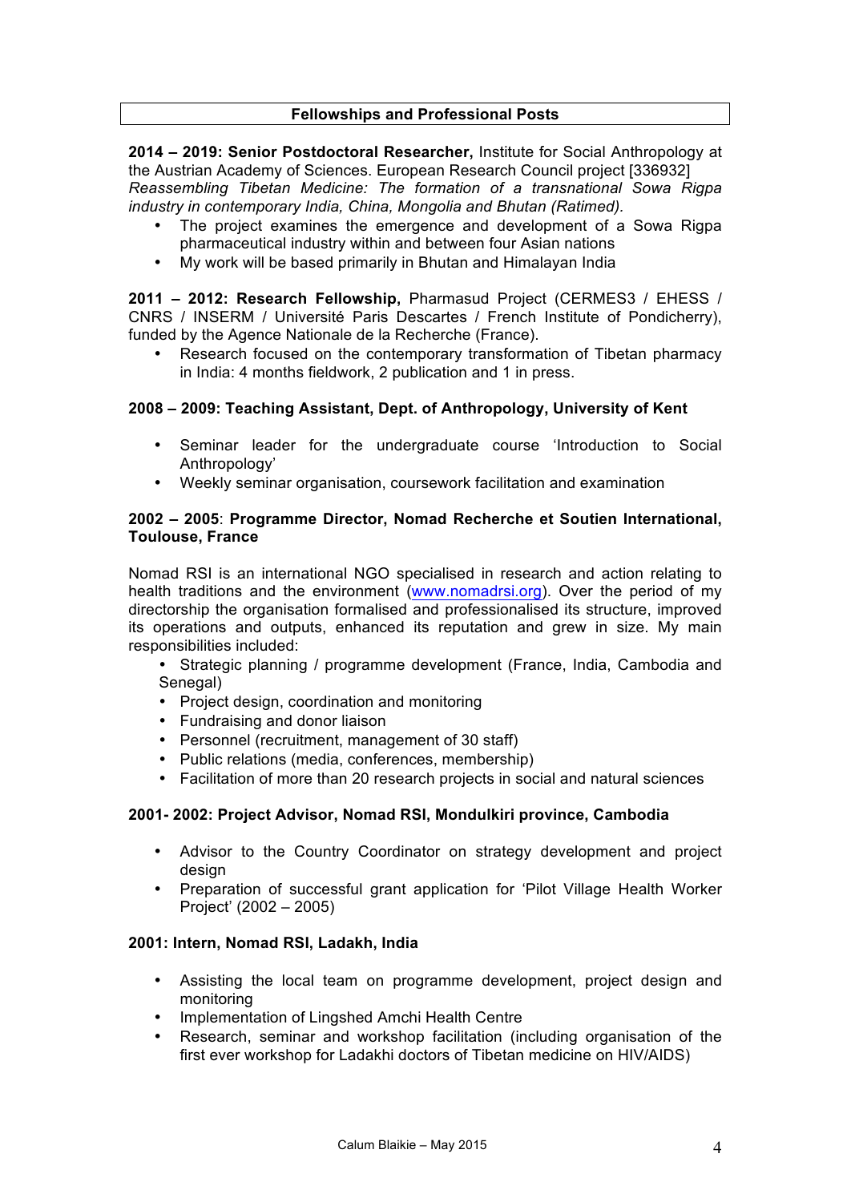## Fellowships and Professional Posts

**2014 – 2019: Senior Postdoctoral Researcher,** Institute for Social Anthropology at the Austrian Academy of Sciences. European Research Council project [336932] *Reassembling Tibetan Medicine: The formation of a transnational Sowa Rigpa industry in contemporary India, China, Mongolia and Bhutan (Ratimed).*

- The project examines the emergence and development of a Sowa Rigpa pharmaceutical industry within and between four Asian nations
- My work will be based primarily in Bhutan and Himalayan India

**2011 – 2012: Research Fellowship,** Pharmasud Project (CERMES3 / EHESS / CNRS / INSERM / Université Paris Descartes / French Institute of Pondicherry), funded by the Agence Nationale de la Recherche (France).

- Research focused on the contemporary transformation of Tibetan pharmacy in India: 4 months fieldwork, 2 publication and 1 in press.

**2008 – 2009: Teaching Assistant, Dept. of Anthropology, University of Kent**

- Seminar leader for the undergraduate course 'Introduction to Social Anthropology'
- Weekly seminar organisation, coursework facilitation and examination

**2002 – 2005**: **Programme Director, Nomad Recherche et Soutien International, Toulouse, France**

Nomad RSI is an international NGO specialised in research and action relating to health traditions and the environment (www.nomadrsi.org). Over the period of my directorship the organisation formalised and professionalised its structure, improved its operations and outputs, enhanced its reputation and grew in size. My main responsibilities included:

- Strategic planning / programme development (France, India, Cambodia and Senegal)
- Project design, coordination and monitoring
- Fundraising and donor liaison
- Personnel (recruitment, management of 30 staff)
- Public relations (media, conferences, membership)
- Facilitation of more than 20 research projects in social and natural sciences

**2001- 2002: Project Advisor, Nomad RSI, Mondulkiri province, Cambodia**

- Advisor to the Country Coordinator on strategy development and project design
- Preparation of successful grant application for 'Pilot Village Health Worker Project' (2002 – 2005)

**2001: Intern, Nomad RSI, Ladakh, India**

- Assisting the local team on programme development, project design and monitoring
- Implementation of Lingshed Amchi Health Centre
- Research, seminar and workshop facilitation (including organisation of the first ever workshop for Ladakhi doctors of Tibetan medicine on HIV/AIDS)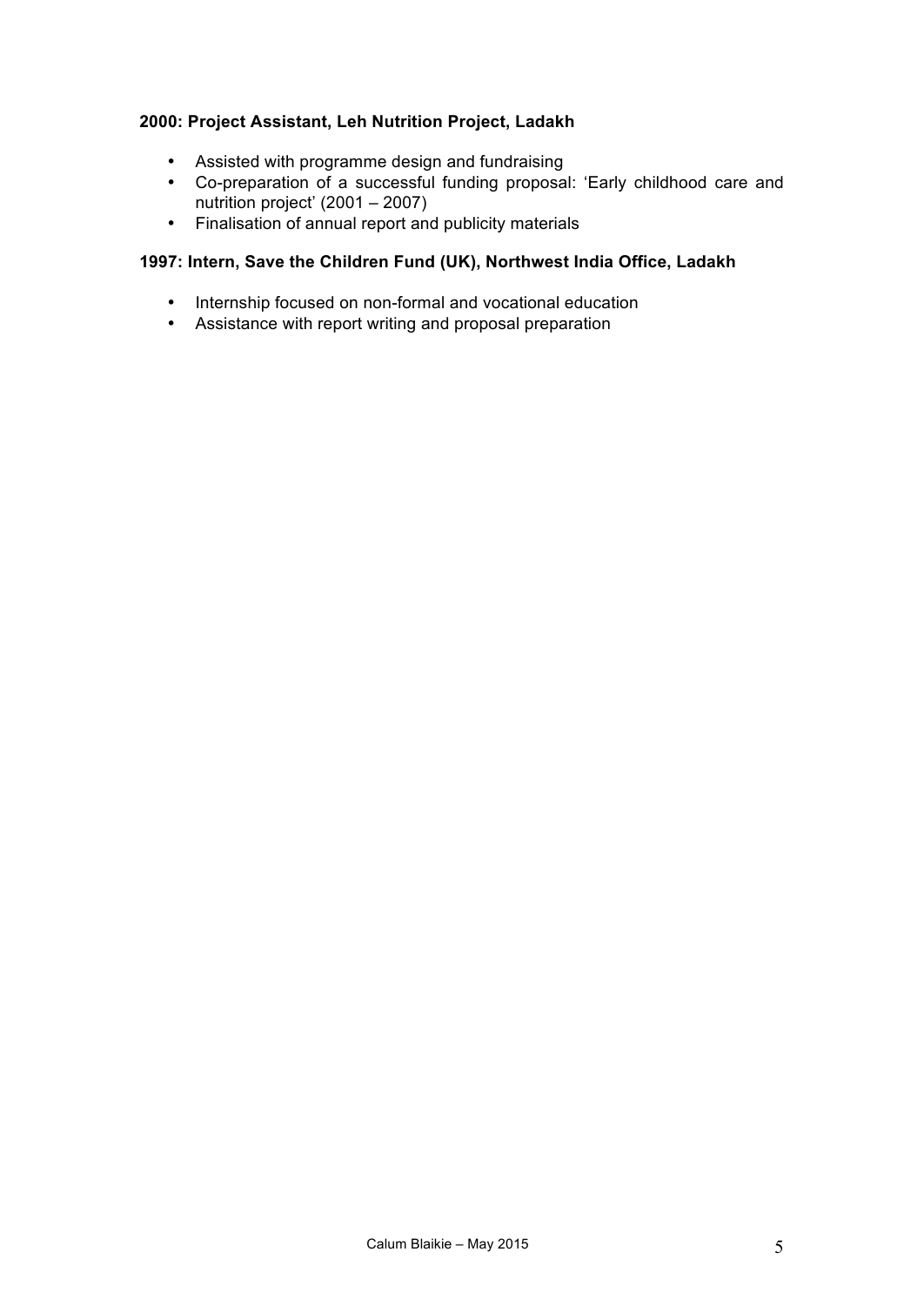**2000: Project Assistant, Leh Nutrition Project, Ladakh**

- Assisted with programme design and fundraising
- Co-preparation of a successful funding proposal: 'Early childhood care and nutrition project' (2001 – 2007)
- Finalisation of annual report and publicity materials

**1997: Intern, Save the Children Fund (UK), Northwest India Office, Ladakh**

- Internship focused on non-formal and vocational education
- Assistance with report writing and proposal preparation